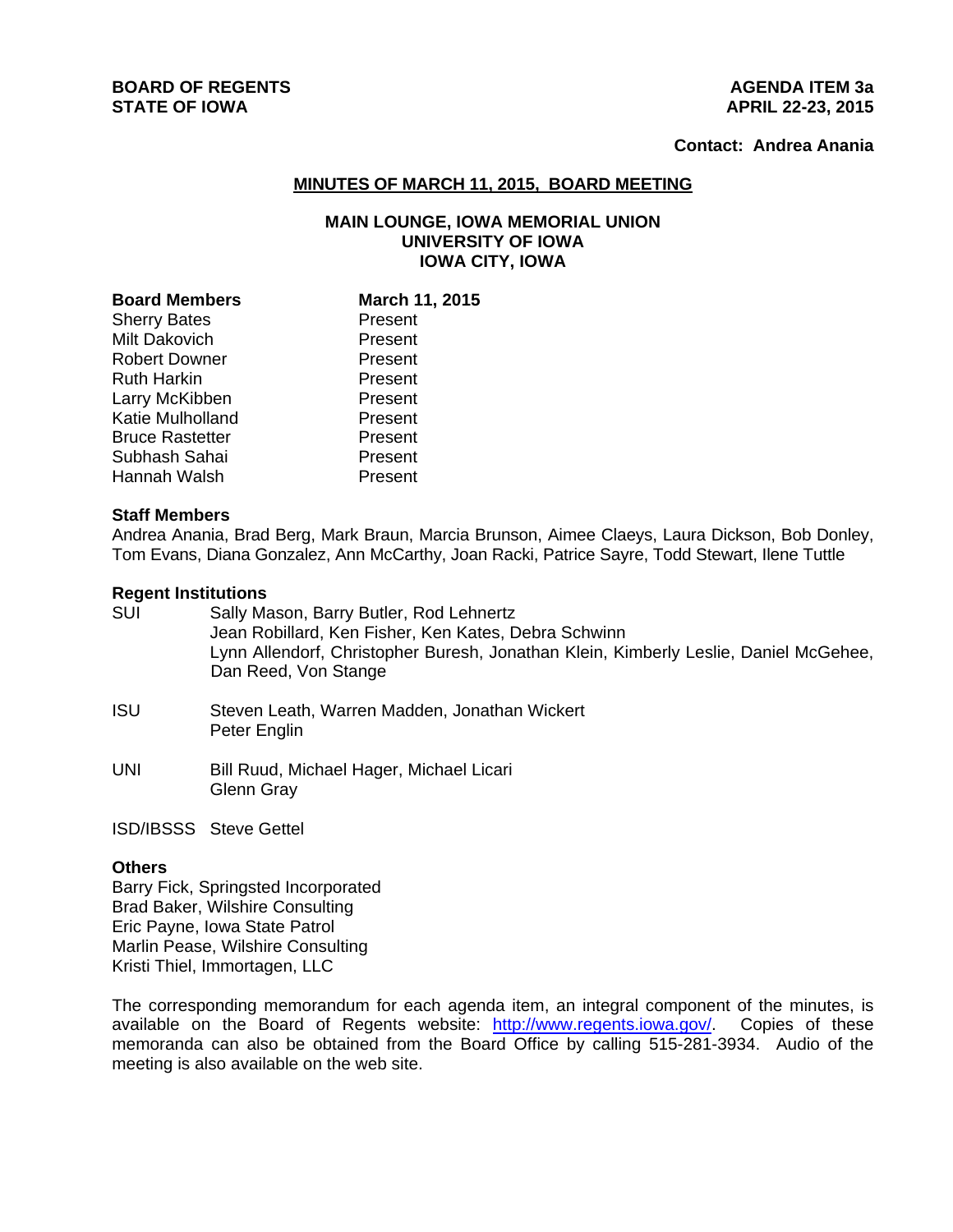**BOARD OF REGENTS**
**STATE OF IOWA**

**AGENDA ITEM 3a**
**APRIL 22-23, 2015**

**Contact: Andrea Anania**

## MINUTES OF MARCH 11, 2015, BOARD MEETING

### MAIN LOUNGE, IOWA MEMORIAL UNION
### UNIVERSITY OF IOWA
### IOWA CITY, IOWA

| **Board Members** | **March 11, 2015** |
|---|---|
| Sherry Bates | Present |
| Milt Dakovich | Present |
| Robert Downer | Present |
| Ruth Harkin | Present |
| Larry McKibben | Present |
| Katie Mulholland | Present |
| Bruce Rastetter | Present |
| Subhash Sahai | Present |
| Hannah Walsh | Present |

**Staff Members**

Andrea Anania, Brad Berg, Mark Braun, Marcia Brunson, Aimee Claeys, Laura Dickson, Bob Donley, Tom Evans, Diana Gonzalez, Ann McCarthy, Joan Racki, Patrice Sayre, Todd Stewart, Ilene Tuttle

**Regent Institutions**

SUI — Sally Mason, Barry Butler, Rod Lehnertz
Jean Robillard, Ken Fisher, Ken Kates, Debra Schwinn
Lynn Allendorf, Christopher Buresh, Jonathan Klein, Kimberly Leslie, Daniel McGehee, Dan Reed, Von Stange

ISU — Steven Leath, Warren Madden, Jonathan Wickert
Peter Englin

UNI — Bill Ruud, Michael Hager, Michael Licari
Glenn Gray

ISD/IBSSS — Steve Gettel

**Others**

Barry Fick, Springsted Incorporated
Brad Baker, Wilshire Consulting
Eric Payne, Iowa State Patrol
Marlin Pease, Wilshire Consulting
Kristi Thiel, Immortagen, LLC

The corresponding memorandum for each agenda item, an integral component of the minutes, is available on the Board of Regents website: http://www.regents.iowa.gov/. Copies of these memoranda can also be obtained from the Board Office by calling 515-281-3934. Audio of the meeting is also available on the web site.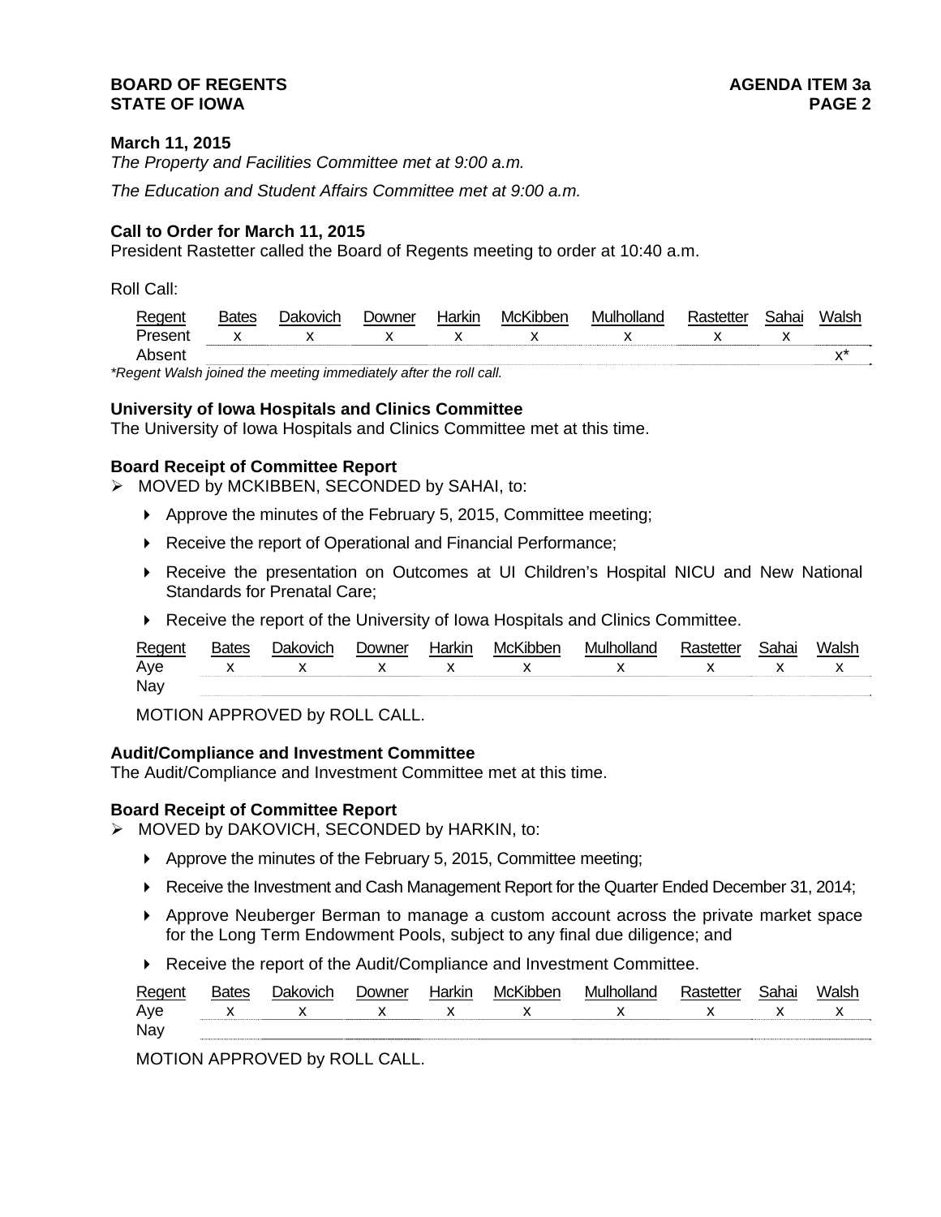**March 11, 2015**

*The Property and Facilities Committee met at 9:00 a.m.*

*The Education and Student Affairs Committee met at 9:00 a.m.*

**Call to Order for March 11, 2015**

President Rastetter called the Board of Regents meeting to order at 10:40 a.m.

Roll Call:

| Regent | Bates | Dakovich | Downer | Harkin | McKibben | Mulholland | Rastetter | Sahai | Walsh |
|---|---|---|---|---|---|---|---|---|---|
| Present | x | x | x | x | x | x | x | x | |
| Absent | | | | | | | | | x* |

*\*Regent Walsh joined the meeting immediately after the roll call.*

**University of Iowa Hospitals and Clinics Committee**

The University of Iowa Hospitals and Clinics Committee met at this time.

**Board Receipt of Committee Report**

- MOVED by MCKIBBEN, SECONDED by SAHAI, to:
  - Approve the minutes of the February 5, 2015, Committee meeting;
  - Receive the report of Operational and Financial Performance;
  - Receive the presentation on Outcomes at UI Children's Hospital NICU and New National Standards for Prenatal Care;
  - Receive the report of the University of Iowa Hospitals and Clinics Committee.

| Regent | Bates | Dakovich | Downer | Harkin | McKibben | Mulholland | Rastetter | Sahai | Walsh |
|---|---|---|---|---|---|---|---|---|---|
| Aye | x | x | x | x | x | x | x | x | x |
| Nay | | | | | | | | | |

MOTION APPROVED by ROLL CALL.

**Audit/Compliance and Investment Committee**

The Audit/Compliance and Investment Committee met at this time.

**Board Receipt of Committee Report**

- MOVED by DAKOVICH, SECONDED by HARKIN, to:
  - Approve the minutes of the February 5, 2015, Committee meeting;
  - Receive the Investment and Cash Management Report for the Quarter Ended December 31, 2014;
  - Approve Neuberger Berman to manage a custom account across the private market space for the Long Term Endowment Pools, subject to any final due diligence; and
  - Receive the report of the Audit/Compliance and Investment Committee.

| Regent | Bates | Dakovich | Downer | Harkin | McKibben | Mulholland | Rastetter | Sahai | Walsh |
|---|---|---|---|---|---|---|---|---|---|
| Aye | x | x | x | x | x | x | x | x | x |
| Nay | | | | | | | | | |

MOTION APPROVED by ROLL CALL.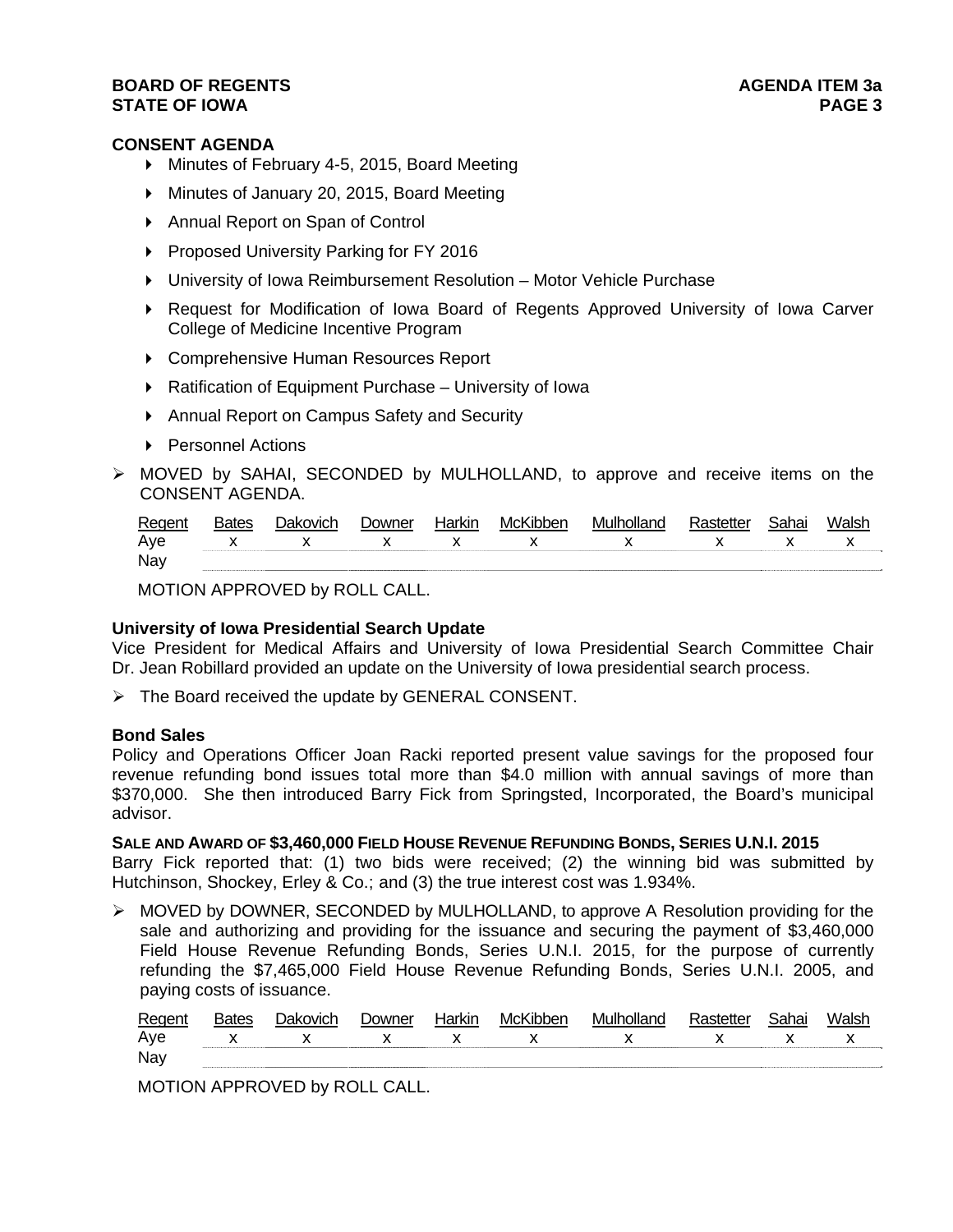## CONSENT AGENDA

- Minutes of February 4-5, 2015, Board Meeting
- Minutes of January 20, 2015, Board Meeting
- Annual Report on Span of Control
- Proposed University Parking for FY 2016
- University of Iowa Reimbursement Resolution – Motor Vehicle Purchase
- Request for Modification of Iowa Board of Regents Approved University of Iowa Carver College of Medicine Incentive Program
- Comprehensive Human Resources Report
- Ratification of Equipment Purchase – University of Iowa
- Annual Report on Campus Safety and Security
- Personnel Actions

➢ MOVED by SAHAI, SECONDED by MULHOLLAND, to approve and receive items on the CONSENT AGENDA.

| Regent | Bates | Dakovich | Downer | Harkin | McKibben | Mulholland | Rastetter | Sahai | Walsh |
|---|---|---|---|---|---|---|---|---|---|
| Aye | x | x | x | x | x | x | x | x | x |
| Nay | | | | | | | | | |

MOTION APPROVED by ROLL CALL.

### University of Iowa Presidential Search Update

Vice President for Medical Affairs and University of Iowa Presidential Search Committee Chair Dr. Jean Robillard provided an update on the University of Iowa presidential search process.

➢ The Board received the update by GENERAL CONSENT.

### Bond Sales

Policy and Operations Officer Joan Racki reported present value savings for the proposed four revenue refunding bond issues total more than $4.0 million with annual savings of more than $370,000. She then introduced Barry Fick from Springsted, Incorporated, the Board's municipal advisor.

**SALE AND AWARD OF $3,460,000 FIELD HOUSE REVENUE REFUNDING BONDS, SERIES U.N.I. 2015**

Barry Fick reported that: (1) two bids were received; (2) the winning bid was submitted by Hutchinson, Shockey, Erley & Co.; and (3) the true interest cost was 1.934%.

➢ MOVED by DOWNER, SECONDED by MULHOLLAND, to approve A Resolution providing for the sale and authorizing and providing for the issuance and securing the payment of $3,460,000 Field House Revenue Refunding Bonds, Series U.N.I. 2015, for the purpose of currently refunding the $7,465,000 Field House Revenue Refunding Bonds, Series U.N.I. 2005, and paying costs of issuance.

| Regent | Bates | Dakovich | Downer | Harkin | McKibben | Mulholland | Rastetter | Sahai | Walsh |
|---|---|---|---|---|---|---|---|---|---|
| Aye | x | x | x | x | x | x | x | x | x |
| Nay | | | | | | | | | |

MOTION APPROVED by ROLL CALL.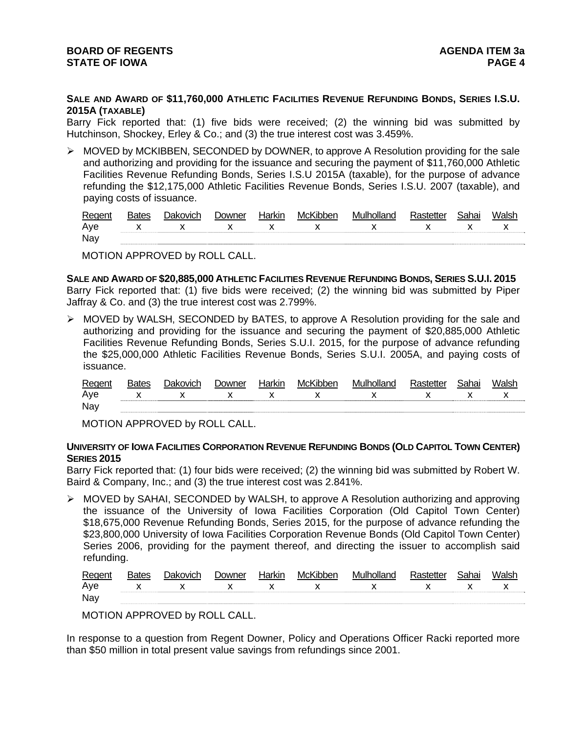**Sale and Award of $11,760,000 Athletic Facilities Revenue Refunding Bonds, Series I.S.U. 2015A (taxable)**

Barry Fick reported that: (1) five bids were received; (2) the winning bid was submitted by Hutchinson, Shockey, Erley & Co.; and (3) the true interest cost was 3.459%.

- MOVED by MCKIBBEN, SECONDED by DOWNER, to approve A Resolution providing for the sale and authorizing and providing for the issuance and securing the payment of $11,760,000 Athletic Facilities Revenue Refunding Bonds, Series I.S.U 2015A (taxable), for the purpose of advance refunding the $12,175,000 Athletic Facilities Revenue Bonds, Series I.S.U. 2007 (taxable), and paying costs of issuance.

| Regent | Bates | Dakovich | Downer | Harkin | McKibben | Mulholland | Rastetter | Sahai | Walsh |
|---|---|---|---|---|---|---|---|---|---|
| Aye | x | x | x | x | x | x | x | x | x |
| Nay | | | | | | | | | |

MOTION APPROVED by ROLL CALL.

**Sale and Award of $20,885,000 Athletic Facilities Revenue Refunding Bonds, Series S.U.I. 2015**

Barry Fick reported that: (1) five bids were received; (2) the winning bid was submitted by Piper Jaffray & Co. and (3) the true interest cost was 2.799%.

- MOVED by WALSH, SECONDED by BATES, to approve A Resolution providing for the sale and authorizing and providing for the issuance and securing the payment of $20,885,000 Athletic Facilities Revenue Refunding Bonds, Series S.U.I. 2015, for the purpose of advance refunding the $25,000,000 Athletic Facilities Revenue Bonds, Series S.U.I. 2005A, and paying costs of issuance.

| Regent | Bates | Dakovich | Downer | Harkin | McKibben | Mulholland | Rastetter | Sahai | Walsh |
|---|---|---|---|---|---|---|---|---|---|
| Aye | x | x | x | x | x | x | x | x | x |
| Nay | | | | | | | | | |

MOTION APPROVED by ROLL CALL.

**University of Iowa Facilities Corporation Revenue Refunding Bonds (Old Capitol Town Center) Series 2015**

Barry Fick reported that: (1) four bids were received; (2) the winning bid was submitted by Robert W. Baird & Company, Inc.; and (3) the true interest cost was 2.841%.

- MOVED by SAHAI, SECONDED by WALSH, to approve A Resolution authorizing and approving the issuance of the University of Iowa Facilities Corporation (Old Capitol Town Center) $18,675,000 Revenue Refunding Bonds, Series 2015, for the purpose of advance refunding the $23,800,000 University of Iowa Facilities Corporation Revenue Bonds (Old Capitol Town Center) Series 2006, providing for the payment thereof, and directing the issuer to accomplish said refunding.

| Regent | Bates | Dakovich | Downer | Harkin | McKibben | Mulholland | Rastetter | Sahai | Walsh |
|---|---|---|---|---|---|---|---|---|---|
| Aye | x | x | x | x | x | x | x | x | x |
| Nay | | | | | | | | | |

MOTION APPROVED by ROLL CALL.

In response to a question from Regent Downer, Policy and Operations Officer Racki reported more than $50 million in total present value savings from refundings since 2001.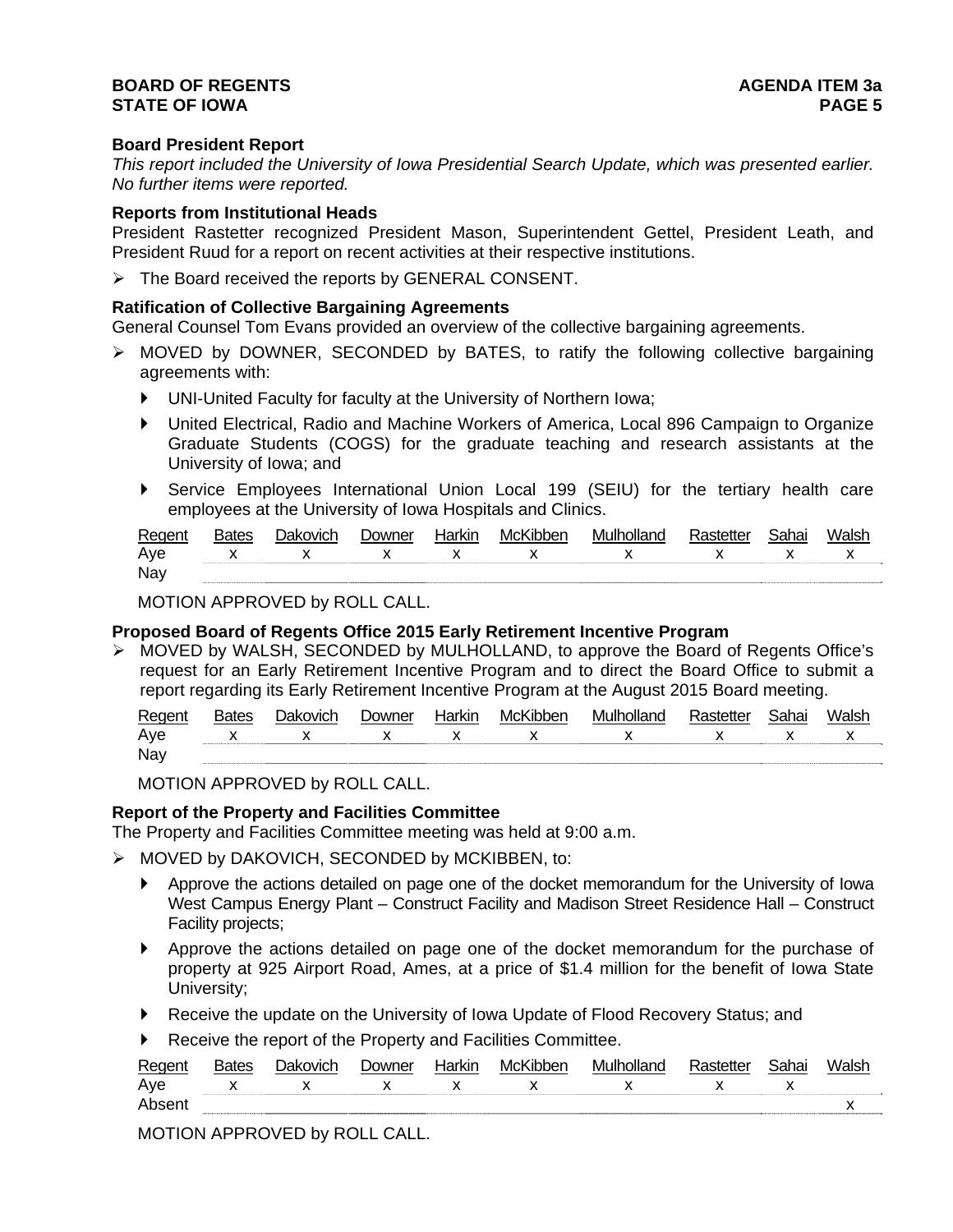**Board President Report**

*This report included the University of Iowa Presidential Search Update, which was presented earlier. No further items were reported.*

**Reports from Institutional Heads**

President Rastetter recognized President Mason, Superintendent Gettel, President Leath, and President Ruud for a report on recent activities at their respective institutions.

- The Board received the reports by GENERAL CONSENT.

**Ratification of Collective Bargaining Agreements**

General Counsel Tom Evans provided an overview of the collective bargaining agreements.

- MOVED by DOWNER, SECONDED by BATES, to ratify the following collective bargaining agreements with:
  - UNI-United Faculty for faculty at the University of Northern Iowa;
  - United Electrical, Radio and Machine Workers of America, Local 896 Campaign to Organize Graduate Students (COGS) for the graduate teaching and research assistants at the University of Iowa; and
  - Service Employees International Union Local 199 (SEIU) for the tertiary health care employees at the University of Iowa Hospitals and Clinics.

| Regent | Bates | Dakovich | Downer | Harkin | McKibben | Mulholland | Rastetter | Sahai | Walsh |
|---|---|---|---|---|---|---|---|---|---|
| Aye | x | x | x | x | x | x | x | x | x |
| Nay | | | | | | | | | |

MOTION APPROVED by ROLL CALL.

**Proposed Board of Regents Office 2015 Early Retirement Incentive Program**

- MOVED by WALSH, SECONDED by MULHOLLAND, to approve the Board of Regents Office's request for an Early Retirement Incentive Program and to direct the Board Office to submit a report regarding its Early Retirement Incentive Program at the August 2015 Board meeting.

| Regent | Bates | Dakovich | Downer | Harkin | McKibben | Mulholland | Rastetter | Sahai | Walsh |
|---|---|---|---|---|---|---|---|---|---|
| Aye | x | x | x | x | x | x | x | x | x |
| Nay | | | | | | | | | |

MOTION APPROVED by ROLL CALL.

**Report of the Property and Facilities Committee**

The Property and Facilities Committee meeting was held at 9:00 a.m.

- MOVED by DAKOVICH, SECONDED by MCKIBBEN, to:
  - Approve the actions detailed on page one of the docket memorandum for the University of Iowa West Campus Energy Plant – Construct Facility and Madison Street Residence Hall – Construct Facility projects;
  - Approve the actions detailed on page one of the docket memorandum for the purchase of property at 925 Airport Road, Ames, at a price of $1.4 million for the benefit of Iowa State University;
  - Receive the update on the University of Iowa Update of Flood Recovery Status; and
  - Receive the report of the Property and Facilities Committee.

| Regent | Bates | Dakovich | Downer | Harkin | McKibben | Mulholland | Rastetter | Sahai | Walsh |
|---|---|---|---|---|---|---|---|---|---|
| Aye | x | x | x | x | x | x | x | x | |
| Absent | | | | | | | | | x |

MOTION APPROVED by ROLL CALL.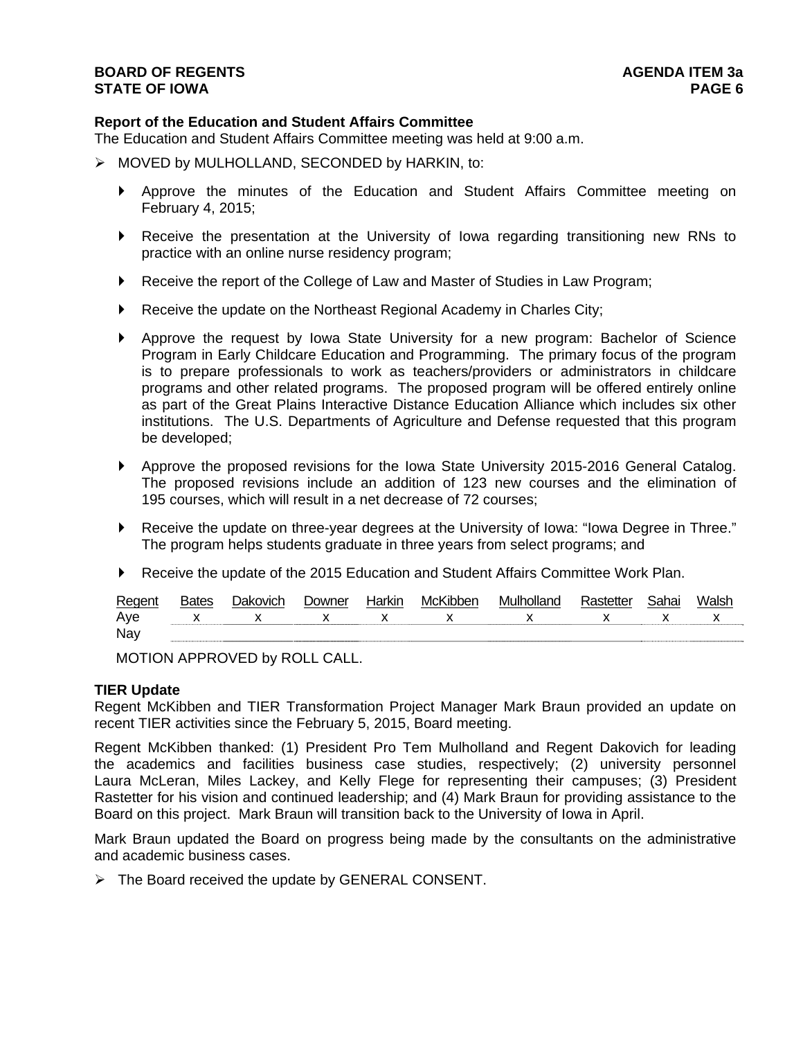**Report of the Education and Student Affairs Committee**
The Education and Student Affairs Committee meeting was held at 9:00 a.m.

- MOVED by MULHOLLAND, SECONDED by HARKIN, to:
  - Approve the minutes of the Education and Student Affairs Committee meeting on February 4, 2015;
  - Receive the presentation at the University of Iowa regarding transitioning new RNs to practice with an online nurse residency program;
  - Receive the report of the College of Law and Master of Studies in Law Program;
  - Receive the update on the Northeast Regional Academy in Charles City;
  - Approve the request by Iowa State University for a new program: Bachelor of Science Program in Early Childcare Education and Programming. The primary focus of the program is to prepare professionals to work as teachers/providers or administrators in childcare programs and other related programs. The proposed program will be offered entirely online as part of the Great Plains Interactive Distance Education Alliance which includes six other institutions. The U.S. Departments of Agriculture and Defense requested that this program be developed;
  - Approve the proposed revisions for the Iowa State University 2015-2016 General Catalog. The proposed revisions include an addition of 123 new courses and the elimination of 195 courses, which will result in a net decrease of 72 courses;
  - Receive the update on three-year degrees at the University of Iowa: "Iowa Degree in Three." The program helps students graduate in three years from select programs; and
  - Receive the update of the 2015 Education and Student Affairs Committee Work Plan.

| Regent | Bates | Dakovich | Downer | Harkin | McKibben | Mulholland | Rastetter | Sahai | Walsh |
|---|---|---|---|---|---|---|---|---|---|
| Aye | x | x | x | x | x | x | x | x | x |
| Nay | | | | | | | | | |

MOTION APPROVED by ROLL CALL.

**TIER Update**
Regent McKibben and TIER Transformation Project Manager Mark Braun provided an update on recent TIER activities since the February 5, 2015, Board meeting.

Regent McKibben thanked: (1) President Pro Tem Mulholland and Regent Dakovich for leading the academics and facilities business case studies, respectively; (2) university personnel Laura McLeran, Miles Lackey, and Kelly Flege for representing their campuses; (3) President Rastetter for his vision and continued leadership; and (4) Mark Braun for providing assistance to the Board on this project. Mark Braun will transition back to the University of Iowa in April.

Mark Braun updated the Board on progress being made by the consultants on the administrative and academic business cases.

- The Board received the update by GENERAL CONSENT.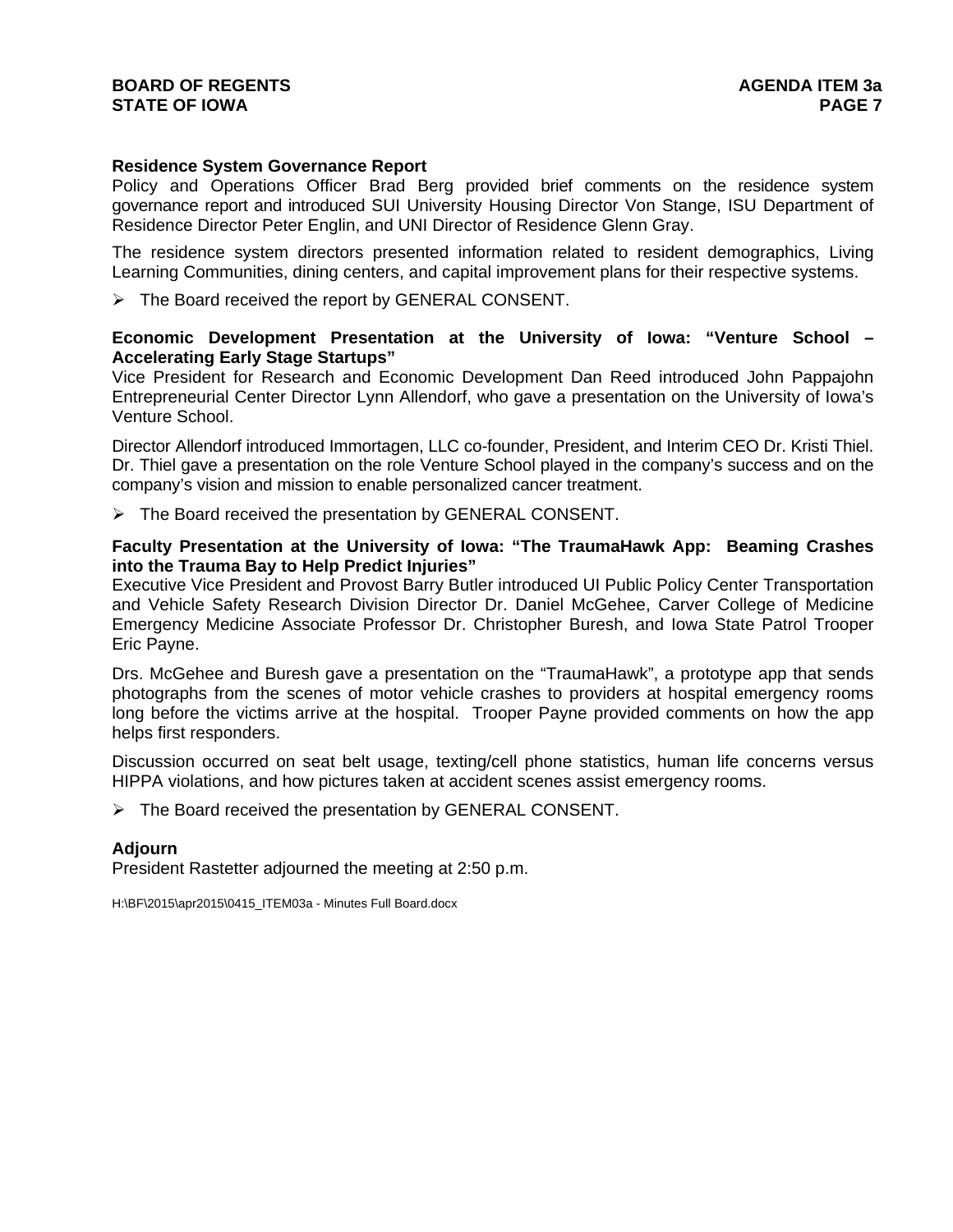**Residence System Governance Report**

Policy and Operations Officer Brad Berg provided brief comments on the residence system governance report and introduced SUI University Housing Director Von Stange, ISU Department of Residence Director Peter Englin, and UNI Director of Residence Glenn Gray.

The residence system directors presented information related to resident demographics, Living Learning Communities, dining centers, and capital improvement plans for their respective systems.

- The Board received the report by GENERAL CONSENT.

**Economic Development Presentation at the University of Iowa: "Venture School – Accelerating Early Stage Startups"**

Vice President for Research and Economic Development Dan Reed introduced John Pappajohn Entrepreneurial Center Director Lynn Allendorf, who gave a presentation on the University of Iowa's Venture School.

Director Allendorf introduced Immortagen, LLC co-founder, President, and Interim CEO Dr. Kristi Thiel. Dr. Thiel gave a presentation on the role Venture School played in the company's success and on the company's vision and mission to enable personalized cancer treatment.

- The Board received the presentation by GENERAL CONSENT.

**Faculty Presentation at the University of Iowa: "The TraumaHawk App: Beaming Crashes into the Trauma Bay to Help Predict Injuries"**

Executive Vice President and Provost Barry Butler introduced UI Public Policy Center Transportation and Vehicle Safety Research Division Director Dr. Daniel McGehee, Carver College of Medicine Emergency Medicine Associate Professor Dr. Christopher Buresh, and Iowa State Patrol Trooper Eric Payne.

Drs. McGehee and Buresh gave a presentation on the "TraumaHawk", a prototype app that sends photographs from the scenes of motor vehicle crashes to providers at hospital emergency rooms long before the victims arrive at the hospital. Trooper Payne provided comments on how the app helps first responders.

Discussion occurred on seat belt usage, texting/cell phone statistics, human life concerns versus HIPPA violations, and how pictures taken at accident scenes assist emergency rooms.

- The Board received the presentation by GENERAL CONSENT.

**Adjourn**

President Rastetter adjourned the meeting at 2:50 p.m.

H:\BF\2015\apr2015\0415_ITEM03a - Minutes Full Board.docx